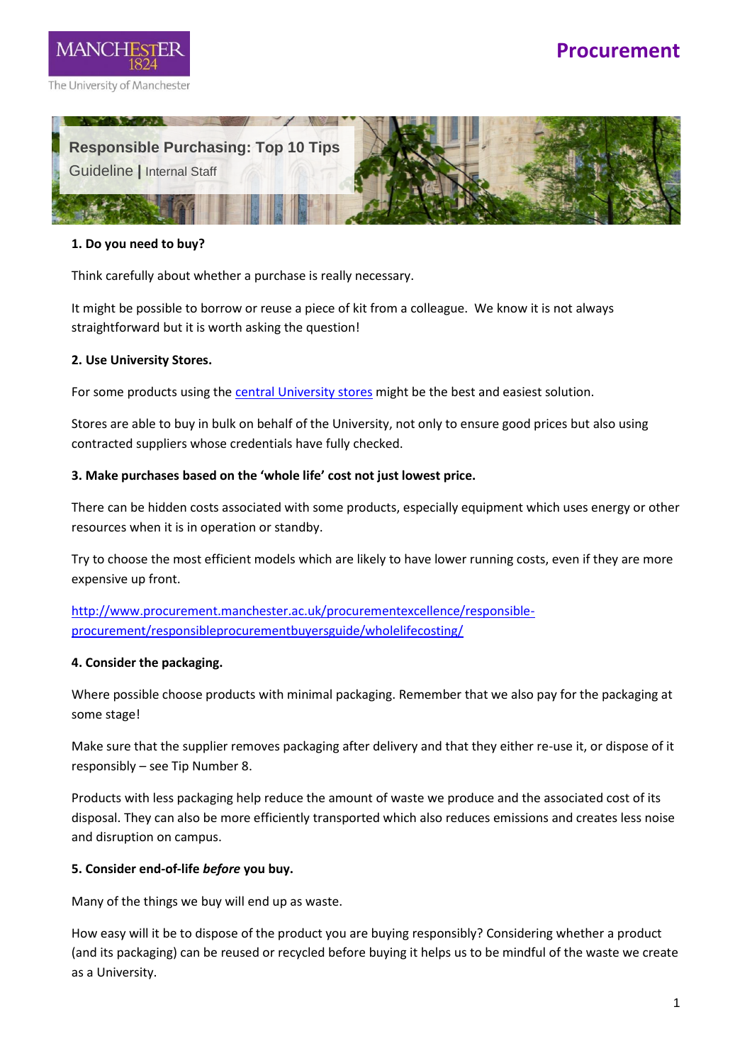# Procurement

## Responsible Purchasing: Top 10 Tips

Guideline | Internal Staff

**1. Do you need to buy?**

Think carefully about whether a purchase is really necessary.

It might be possible to borrow or reuse a piece of kit from a colleague. We know it is not always straightforward but it is worth asking the question!

**2. Use University Stores.**

For some products using the [central University stores](central University stores) might be the best and easiest solution.

Stores are able to buy in bulk on behalf of the University, not only to ensure good prices but also using contracted suppliers whose credentials have fully checked.

**3. Make purchases based on the 'whole life' cost not just lowest price.**

There can be hidden costs associated with some products, especially equipment which uses energy or other resources when it is in operation or standby.

Try to choose the most efficient models which are likely to have lower running costs, even if they are more expensive up front.

[http://www.procurement.manchester.ac.uk/procurementexcellence/responsible-procurement/responsibleprocurementbuyersguide/wholelifecosting/](http://www.procurement.manchester.ac.uk/procurementexcellence/responsible-procurement/responsibleprocurementbuyersguide/wholelifecosting/)

**4. Consider the packaging.**

Where possible choose products with minimal packaging. Remember that we also pay for the packaging at some stage!

Make sure that the supplier removes packaging after delivery and that they either re-use it, or dispose of it responsibly – see Tip Number 8.

Products with less packaging help reduce the amount of waste we produce and the associated cost of its disposal. They can also be more efficiently transported which also reduces emissions and creates less noise and disruption on campus.

**5. Consider end-of-life *before* you buy.**

Many of the things we buy will end up as waste.

How easy will it be to dispose of the product you are buying responsibly? Considering whether a product (and its packaging) can be reused or recycled before buying it helps us to be mindful of the waste we create as a University.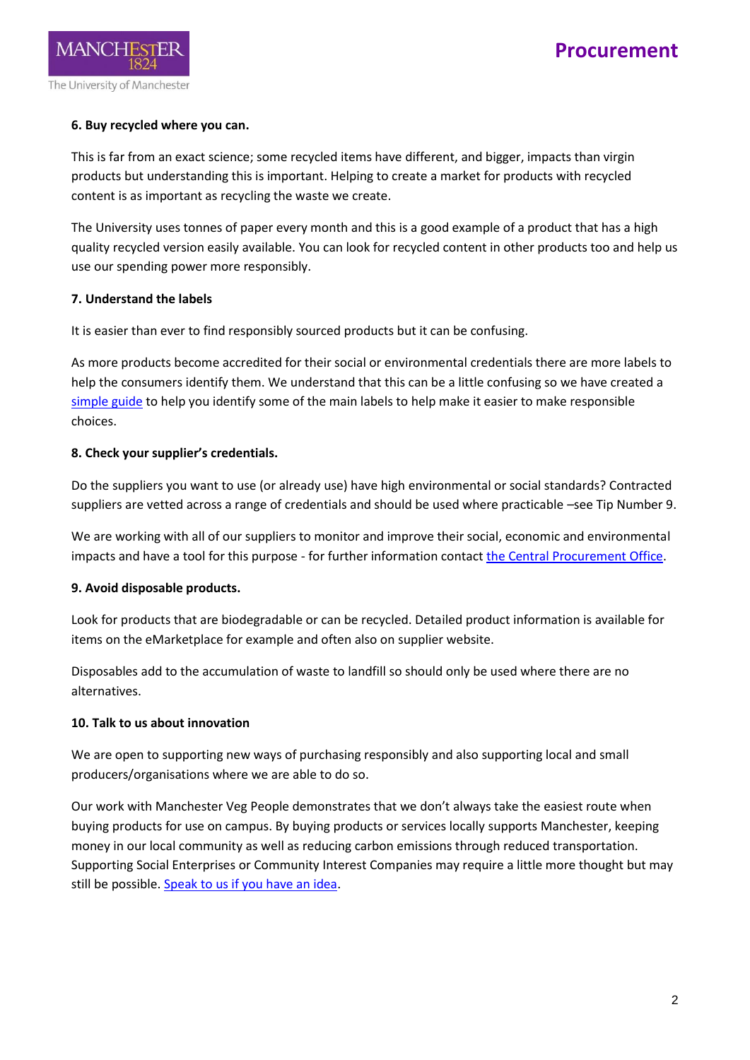**6. Buy recycled where you can.**

This is far from an exact science; some recycled items have different, and bigger, impacts than virgin products but understanding this is important. Helping to create a market for products with recycled content is as important as recycling the waste we create.

The University uses tonnes of paper every month and this is a good example of a product that has a high quality recycled version easily available. You can look for recycled content in other products too and help us use our spending power more responsibly.

**7. Understand the labels**

It is easier than ever to find responsibly sourced products but it can be confusing.

As more products become accredited for their social or environmental credentials there are more labels to help the consumers identify them. We understand that this can be a little confusing so we have created a simple guide to help you identify some of the main labels to help make it easier to make responsible choices.

**8. Check your supplier's credentials.**

Do the suppliers you want to use (or already use) have high environmental or social standards? Contracted suppliers are vetted across a range of credentials and should be used where practicable –see Tip Number 9.

We are working with all of our suppliers to monitor and improve their social, economic and environmental impacts and have a tool for this purpose - for further information contact the Central Procurement Office.

**9. Avoid disposable products.**

Look for products that are biodegradable or can be recycled. Detailed product information is available for items on the eMarketplace for example and often also on supplier website.

Disposables add to the accumulation of waste to landfill so should only be used where there are no alternatives.

**10. Talk to us about innovation**

We are open to supporting new ways of purchasing responsibly and also supporting local and small producers/organisations where we are able to do so.

Our work with Manchester Veg People demonstrates that we don't always take the easiest route when buying products for use on campus. By buying products or services locally supports Manchester, keeping money in our local community as well as reducing carbon emissions through reduced transportation. Supporting Social Enterprises or Community Interest Companies may require a little more thought but may still be possible. Speak to us if you have an idea.